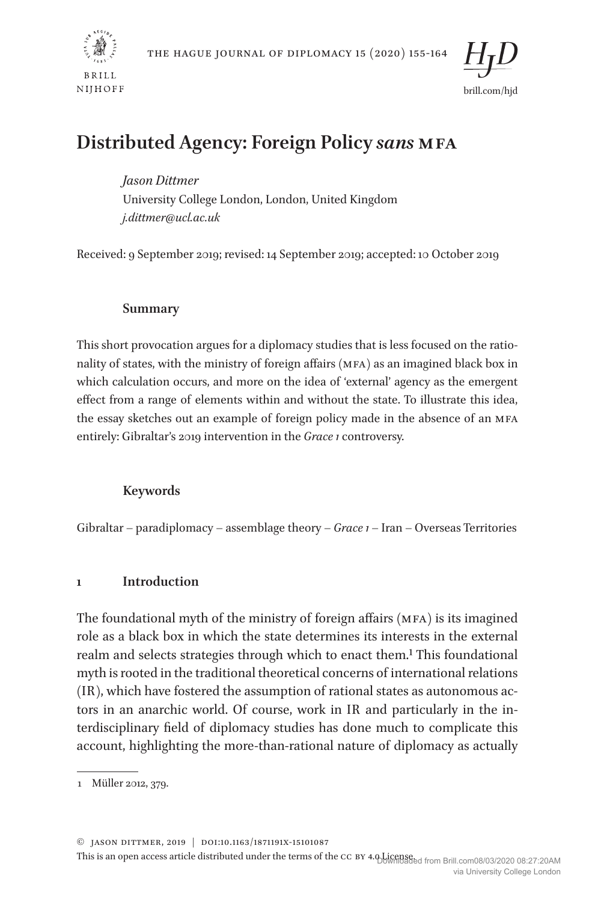# Distributed Agency: Foreign Policy *sans* MFA

*Jason Dittmer*
University College London, London, United Kingdom
*j.dittmer@ucl.ac.uk*

Received: 9 September 2019; revised: 14 September 2019; accepted: 10 October 2019

### Summary

This short provocation argues for a diplomacy studies that is less focused on the rationality of states, with the ministry of foreign affairs (MFA) as an imagined black box in which calculation occurs, and more on the idea of 'external' agency as the emergent effect from a range of elements within and without the state. To illustrate this idea, the essay sketches out an example of foreign policy made in the absence of an MFA entirely: Gibraltar's 2019 intervention in the *Grace 1* controversy.

### Keywords

Gibraltar – paradiplomacy – assemblage theory – *Grace 1* – Iran – Overseas Territories

## 1 Introduction

The foundational myth of the ministry of foreign affairs (MFA) is its imagined role as a black box in which the state determines its interests in the external realm and selects strategies through which to enact them.[1] This foundational myth is rooted in the traditional theoretical concerns of international relations (IR), which have fostered the assumption of rational states as autonomous actors in an anarchic world. Of course, work in IR and particularly in the interdisciplinary field of diplomacy studies has done much to complicate this account, highlighting the more-than-rational nature of diplomacy as actually

1 Müller 2012, 379.

© Jason Dittmer, 2019 | DOI:10.1163/1871191X-15101087
This is an open access article distributed under the terms of the CC BY 4.0 License.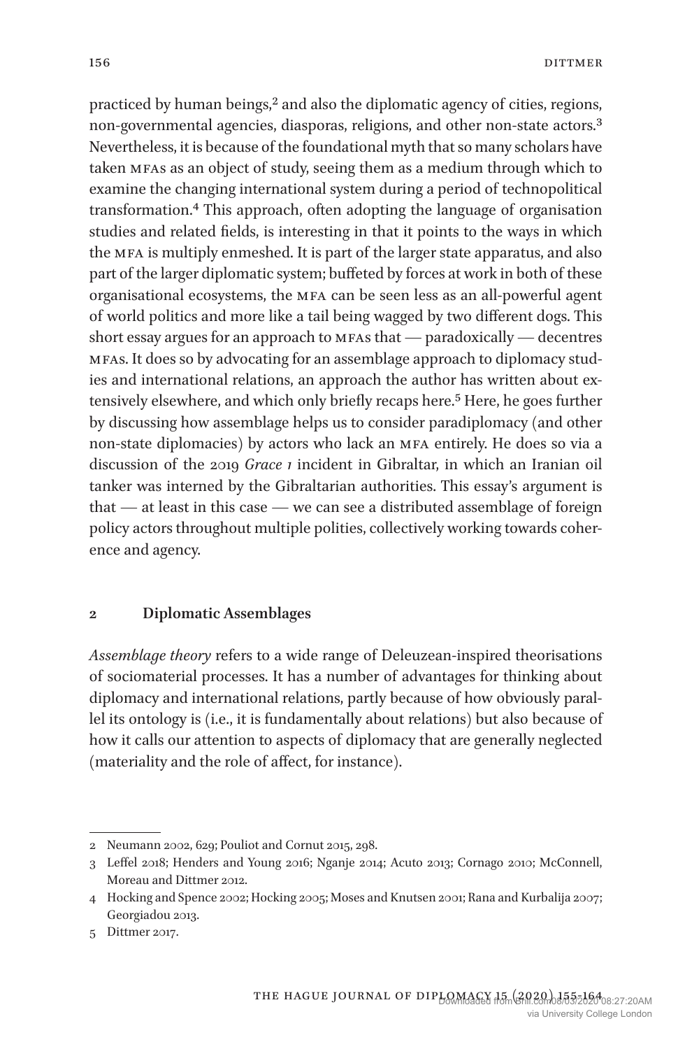practiced by human beings,[2] and also the diplomatic agency of cities, regions, non-governmental agencies, diasporas, religions, and other non-state actors.[3] Nevertheless, it is because of the foundational myth that so many scholars have taken MFAs as an object of study, seeing them as a medium through which to examine the changing international system during a period of technopolitical transformation.[4] This approach, often adopting the language of organisation studies and related fields, is interesting in that it points to the ways in which the MFA is multiply enmeshed. It is part of the larger state apparatus, and also part of the larger diplomatic system; buffeted by forces at work in both of these organisational ecosystems, the MFA can be seen less as an all-powerful agent of world politics and more like a tail being wagged by two different dogs. This short essay argues for an approach to MFAs that — paradoxically — decentres MFAs. It does so by advocating for an assemblage approach to diplomacy studies and international relations, an approach the author has written about extensively elsewhere, and which only briefly recaps here.[5] Here, he goes further by discussing how assemblage helps us to consider paradiplomacy (and other non-state diplomacies) by actors who lack an MFA entirely. He does so via a discussion of the 2019 *Grace 1* incident in Gibraltar, in which an Iranian oil tanker was interned by the Gibraltarian authorities. This essay's argument is that — at least in this case — we can see a distributed assemblage of foreign policy actors throughout multiple polities, collectively working towards coherence and agency.

## 2 Diplomatic Assemblages

*Assemblage theory* refers to a wide range of Deleuzean-inspired theorisations of sociomaterial processes. It has a number of advantages for thinking about diplomacy and international relations, partly because of how obviously parallel its ontology is (i.e., it is fundamentally about relations) but also because of how it calls our attention to aspects of diplomacy that are generally neglected (materiality and the role of affect, for instance).

---

2 Neumann 2002, 629; Pouliot and Cornut 2015, 298.

3 Leffel 2018; Henders and Young 2016; Nganje 2014; Acuto 2013; Cornago 2010; McConnell, Moreau and Dittmer 2012.

4 Hocking and Spence 2002; Hocking 2005; Moses and Knutsen 2001; Rana and Kurbalija 2007; Georgiadou 2013.

5 Dittmer 2017.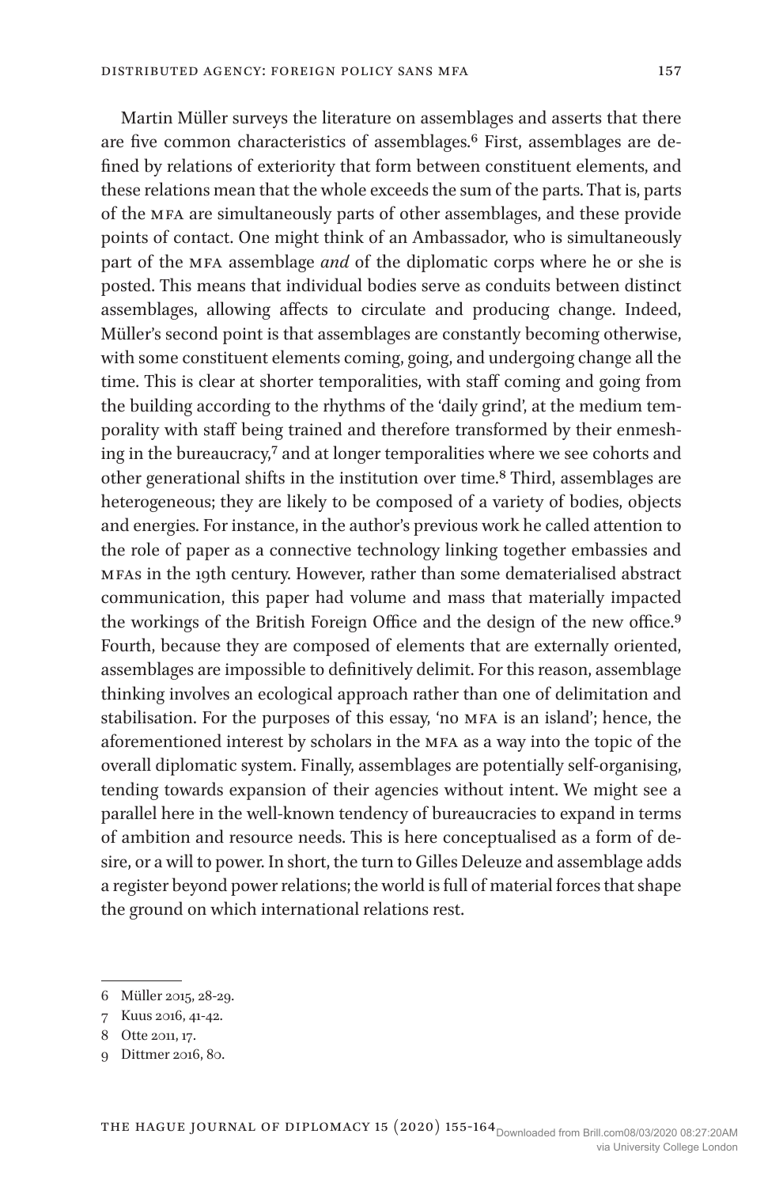Martin Müller surveys the literature on assemblages and asserts that there are five common characteristics of assemblages.[6] First, assemblages are defined by relations of exteriority that form between constituent elements, and these relations mean that the whole exceeds the sum of the parts. That is, parts of the MFA are simultaneously parts of other assemblages, and these provide points of contact. One might think of an Ambassador, who is simultaneously part of the MFA assemblage *and* of the diplomatic corps where he or she is posted. This means that individual bodies serve as conduits between distinct assemblages, allowing affects to circulate and producing change. Indeed, Müller's second point is that assemblages are constantly becoming otherwise, with some constituent elements coming, going, and undergoing change all the time. This is clear at shorter temporalities, with staff coming and going from the building according to the rhythms of the 'daily grind', at the medium temporality with staff being trained and therefore transformed by their enmeshing in the bureaucracy,[7] and at longer temporalities where we see cohorts and other generational shifts in the institution over time.[8] Third, assemblages are heterogeneous; they are likely to be composed of a variety of bodies, objects and energies. For instance, in the author's previous work he called attention to the role of paper as a connective technology linking together embassies and MFAs in the 19th century. However, rather than some dematerialised abstract communication, this paper had volume and mass that materially impacted the workings of the British Foreign Office and the design of the new office.[9] Fourth, because they are composed of elements that are externally oriented, assemblages are impossible to definitively delimit. For this reason, assemblage thinking involves an ecological approach rather than one of delimitation and stabilisation. For the purposes of this essay, 'no MFA is an island'; hence, the aforementioned interest by scholars in the MFA as a way into the topic of the overall diplomatic system. Finally, assemblages are potentially self-organising, tending towards expansion of their agencies without intent. We might see a parallel here in the well-known tendency of bureaucracies to expand in terms of ambition and resource needs. This is here conceptualised as a form of desire, or a will to power. In short, the turn to Gilles Deleuze and assemblage adds a register beyond power relations; the world is full of material forces that shape the ground on which international relations rest.

---

6 Müller 2015, 28-29.

7 Kuus 2016, 41-42.

8 Otte 2011, 17.

9 Dittmer 2016, 80.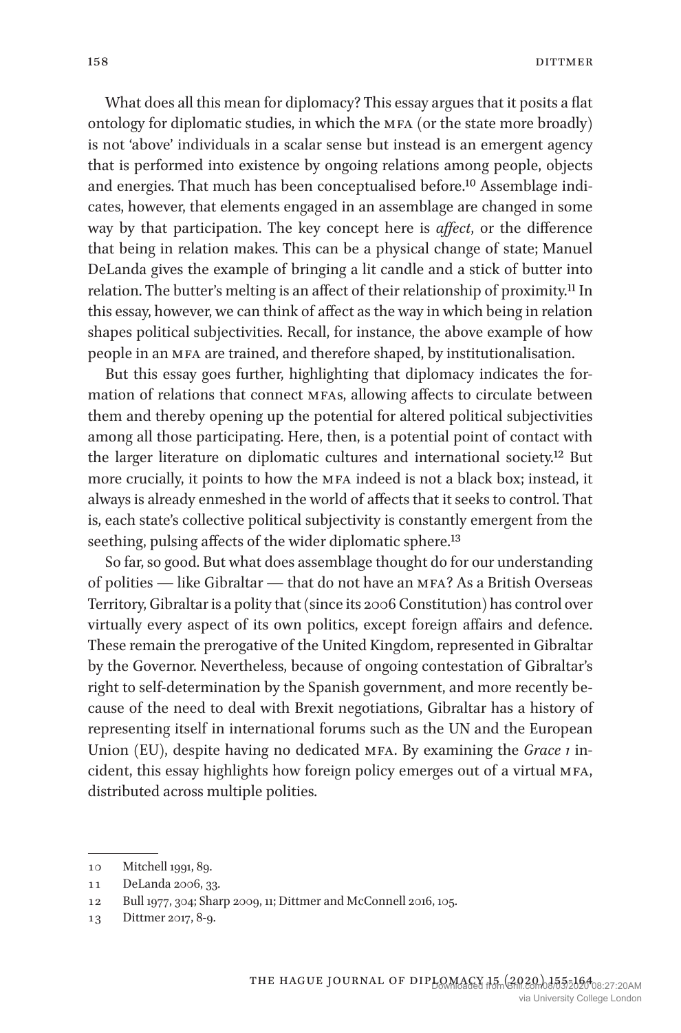What does all this mean for diplomacy? This essay argues that it posits a flat ontology for diplomatic studies, in which the MFA (or the state more broadly) is not 'above' individuals in a scalar sense but instead is an emergent agency that is performed into existence by ongoing relations among people, objects and energies. That much has been conceptualised before.[10] Assemblage indicates, however, that elements engaged in an assemblage are changed in some way by that participation. The key concept here is *affect*, or the difference that being in relation makes. This can be a physical change of state; Manuel DeLanda gives the example of bringing a lit candle and a stick of butter into relation. The butter's melting is an affect of their relationship of proximity.[11] In this essay, however, we can think of affect as the way in which being in relation shapes political subjectivities. Recall, for instance, the above example of how people in an MFA are trained, and therefore shaped, by institutionalisation.

But this essay goes further, highlighting that diplomacy indicates the formation of relations that connect MFAs, allowing affects to circulate between them and thereby opening up the potential for altered political subjectivities among all those participating. Here, then, is a potential point of contact with the larger literature on diplomatic cultures and international society.[12] But more crucially, it points to how the MFA indeed is not a black box; instead, it always is already enmeshed in the world of affects that it seeks to control. That is, each state's collective political subjectivity is constantly emergent from the seething, pulsing affects of the wider diplomatic sphere.[13]

So far, so good. But what does assemblage thought do for our understanding of polities — like Gibraltar — that do not have an MFA? As a British Overseas Territory, Gibraltar is a polity that (since its 2006 Constitution) has control over virtually every aspect of its own politics, except foreign affairs and defence. These remain the prerogative of the United Kingdom, represented in Gibraltar by the Governor. Nevertheless, because of ongoing contestation of Gibraltar's right to self-determination by the Spanish government, and more recently because of the need to deal with Brexit negotiations, Gibraltar has a history of representing itself in international forums such as the UN and the European Union (EU), despite having no dedicated MFA. By examining the *Grace 1* incident, this essay highlights how foreign policy emerges out of a virtual MFA, distributed across multiple polities.

---

10 Mitchell 1991, 89.

11 DeLanda 2006, 33.

12 Bull 1977, 304; Sharp 2009, 11; Dittmer and McConnell 2016, 105.

13 Dittmer 2017, 8-9.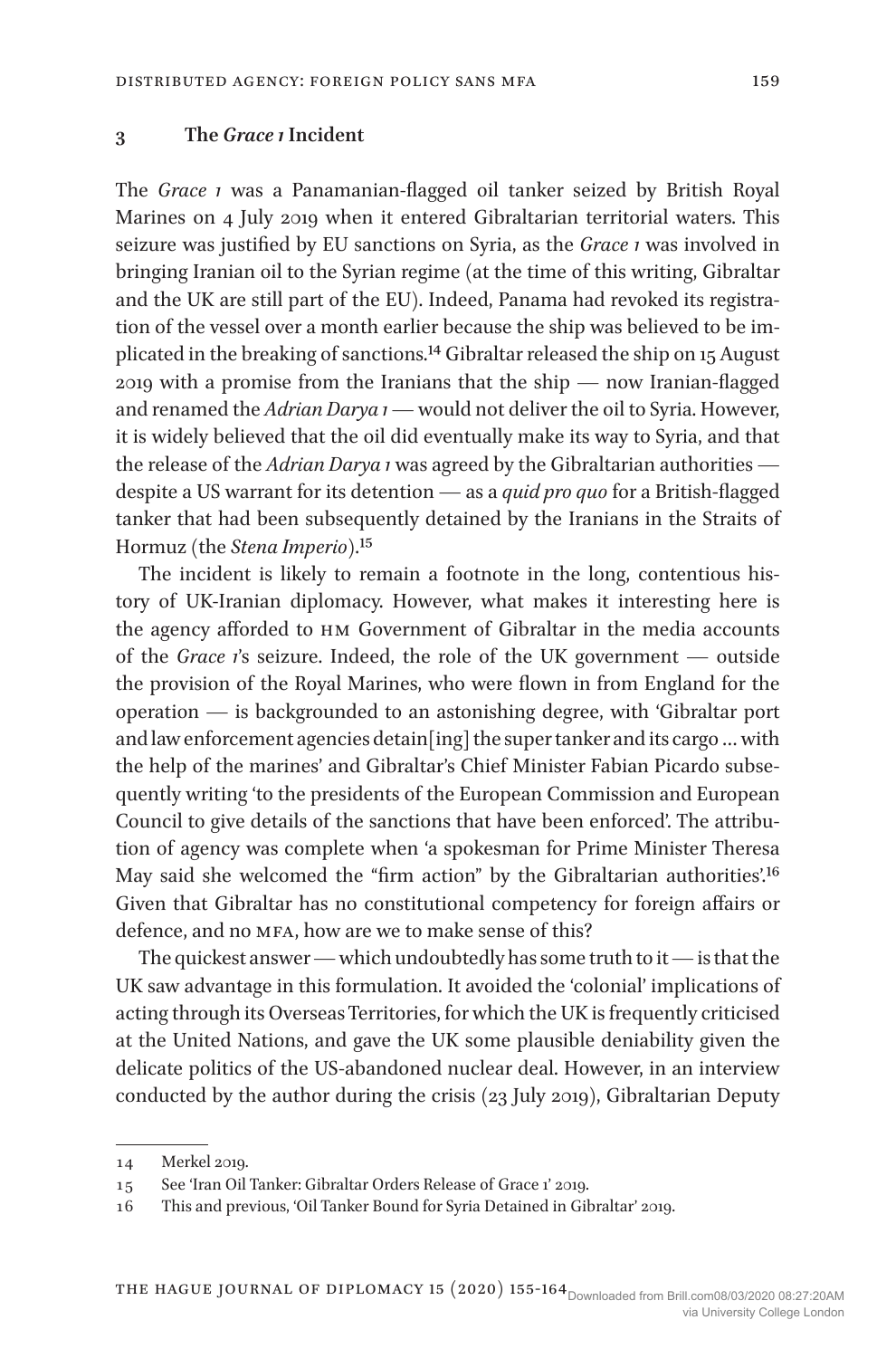## 3 The *Grace 1* Incident

The *Grace 1* was a Panamanian-flagged oil tanker seized by British Royal Marines on 4 July 2019 when it entered Gibraltarian territorial waters. This seizure was justified by EU sanctions on Syria, as the *Grace 1* was involved in bringing Iranian oil to the Syrian regime (at the time of this writing, Gibraltar and the UK are still part of the EU). Indeed, Panama had revoked its registration of the vessel over a month earlier because the ship was believed to be implicated in the breaking of sanctions.[14] Gibraltar released the ship on 15 August 2019 with a promise from the Iranians that the ship — now Iranian-flagged and renamed the *Adrian Darya 1* — would not deliver the oil to Syria. However, it is widely believed that the oil did eventually make its way to Syria, and that the release of the *Adrian Darya 1* was agreed by the Gibraltarian authorities — despite a US warrant for its detention — as a *quid pro quo* for a British-flagged tanker that had been subsequently detained by the Iranians in the Straits of Hormuz (the *Stena Imperio*).[15]

The incident is likely to remain a footnote in the long, contentious history of UK-Iranian diplomacy. However, what makes it interesting here is the agency afforded to HM Government of Gibraltar in the media accounts of the *Grace 1*'s seizure. Indeed, the role of the UK government — outside the provision of the Royal Marines, who were flown in from England for the operation — is backgrounded to an astonishing degree, with 'Gibraltar port and law enforcement agencies detain[ing] the super tanker and its cargo … with the help of the marines' and Gibraltar's Chief Minister Fabian Picardo subsequently writing 'to the presidents of the European Commission and European Council to give details of the sanctions that have been enforced'. The attribution of agency was complete when 'a spokesman for Prime Minister Theresa May said she welcomed the "firm action" by the Gibraltarian authorities'.[16] Given that Gibraltar has no constitutional competency for foreign affairs or defence, and no MFA, how are we to make sense of this?

The quickest answer — which undoubtedly has some truth to it — is that the UK saw advantage in this formulation. It avoided the 'colonial' implications of acting through its Overseas Territories, for which the UK is frequently criticised at the United Nations, and gave the UK some plausible deniability given the delicate politics of the US-abandoned nuclear deal. However, in an interview conducted by the author during the crisis (23 July 2019), Gibraltarian Deputy

---

14 Merkel 2019.

15 See 'Iran Oil Tanker: Gibraltar Orders Release of Grace 1' 2019.

16 This and previous, 'Oil Tanker Bound for Syria Detained in Gibraltar' 2019.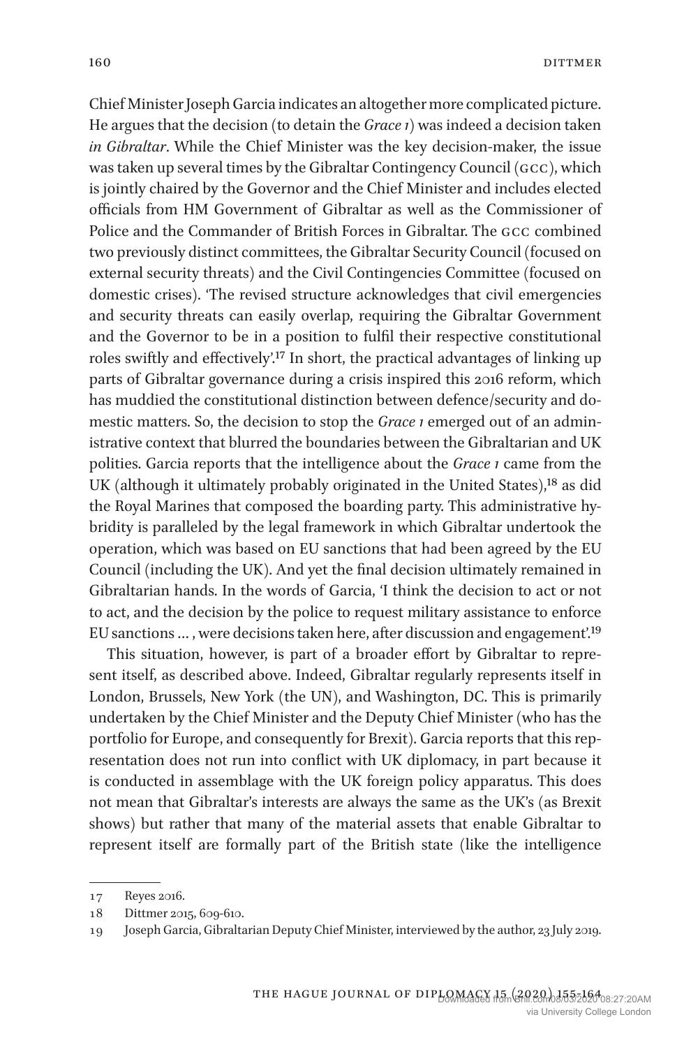Chief Minister Joseph Garcia indicates an altogether more complicated picture. He argues that the decision (to detain the *Grace 1*) was indeed a decision taken *in Gibraltar*. While the Chief Minister was the key decision-maker, the issue was taken up several times by the Gibraltar Contingency Council (GCC), which is jointly chaired by the Governor and the Chief Minister and includes elected officials from HM Government of Gibraltar as well as the Commissioner of Police and the Commander of British Forces in Gibraltar. The GCC combined two previously distinct committees, the Gibraltar Security Council (focused on external security threats) and the Civil Contingencies Committee (focused on domestic crises). 'The revised structure acknowledges that civil emergencies and security threats can easily overlap, requiring the Gibraltar Government and the Governor to be in a position to fulfil their respective constitutional roles swiftly and effectively'.[17] In short, the practical advantages of linking up parts of Gibraltar governance during a crisis inspired this 2016 reform, which has muddied the constitutional distinction between defence/security and domestic matters. So, the decision to stop the *Grace 1* emerged out of an administrative context that blurred the boundaries between the Gibraltarian and UK polities. Garcia reports that the intelligence about the *Grace 1* came from the UK (although it ultimately probably originated in the United States),[18] as did the Royal Marines that composed the boarding party. This administrative hybridity is paralleled by the legal framework in which Gibraltar undertook the operation, which was based on EU sanctions that had been agreed by the EU Council (including the UK). And yet the final decision ultimately remained in Gibraltarian hands. In the words of Garcia, 'I think the decision to act or not to act, and the decision by the police to request military assistance to enforce EU sanctions … , were decisions taken here, after discussion and engagement'.[19]

This situation, however, is part of a broader effort by Gibraltar to represent itself, as described above. Indeed, Gibraltar regularly represents itself in London, Brussels, New York (the UN), and Washington, DC. This is primarily undertaken by the Chief Minister and the Deputy Chief Minister (who has the portfolio for Europe, and consequently for Brexit). Garcia reports that this representation does not run into conflict with UK diplomacy, in part because it is conducted in assemblage with the UK foreign policy apparatus. This does not mean that Gibraltar's interests are always the same as the UK's (as Brexit shows) but rather that many of the material assets that enable Gibraltar to represent itself are formally part of the British state (like the intelligence

---

17 Reyes 2016.

18 Dittmer 2015, 609-610.

19 Joseph Garcia, Gibraltarian Deputy Chief Minister, interviewed by the author, 23 July 2019.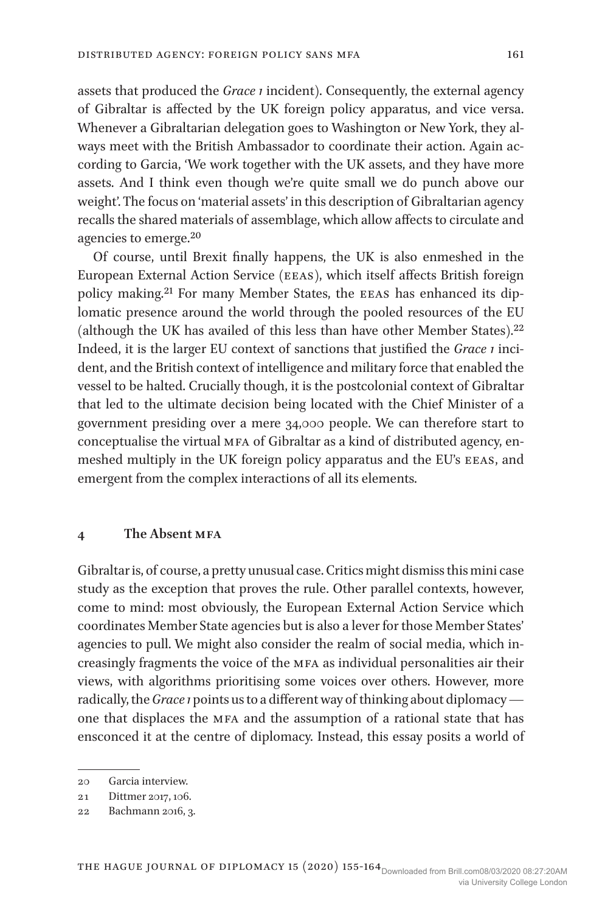assets that produced the *Grace 1* incident). Consequently, the external agency of Gibraltar is affected by the UK foreign policy apparatus, and vice versa. Whenever a Gibraltarian delegation goes to Washington or New York, they always meet with the British Ambassador to coordinate their action. Again according to Garcia, 'We work together with the UK assets, and they have more assets. And I think even though we're quite small we do punch above our weight'. The focus on 'material assets' in this description of Gibraltarian agency recalls the shared materials of assemblage, which allow affects to circulate and agencies to emerge.[20]

Of course, until Brexit finally happens, the UK is also enmeshed in the European External Action Service (EEAS), which itself affects British foreign policy making.[21] For many Member States, the EEAS has enhanced its diplomatic presence around the world through the pooled resources of the EU (although the UK has availed of this less than have other Member States).[22] Indeed, it is the larger EU context of sanctions that justified the *Grace 1* incident, and the British context of intelligence and military force that enabled the vessel to be halted. Crucially though, it is the postcolonial context of Gibraltar that led to the ultimate decision being located with the Chief Minister of a government presiding over a mere 34,000 people. We can therefore start to conceptualise the virtual MFA of Gibraltar as a kind of distributed agency, enmeshed multiply in the UK foreign policy apparatus and the EU's EEAS, and emergent from the complex interactions of all its elements.

## 4 The Absent MFA

Gibraltar is, of course, a pretty unusual case. Critics might dismiss this mini case study as the exception that proves the rule. Other parallel contexts, however, come to mind: most obviously, the European External Action Service which coordinates Member State agencies but is also a lever for those Member States' agencies to pull. We might also consider the realm of social media, which increasingly fragments the voice of the MFA as individual personalities air their views, with algorithms prioritising some voices over others. However, more radically, the *Grace 1* points us to a different way of thinking about diplomacy — one that displaces the MFA and the assumption of a rational state that has ensconced it at the centre of diplomacy. Instead, this essay posits a world of

---

20 Garcia interview.

21 Dittmer 2017, 106.

22 Bachmann 2016, 3.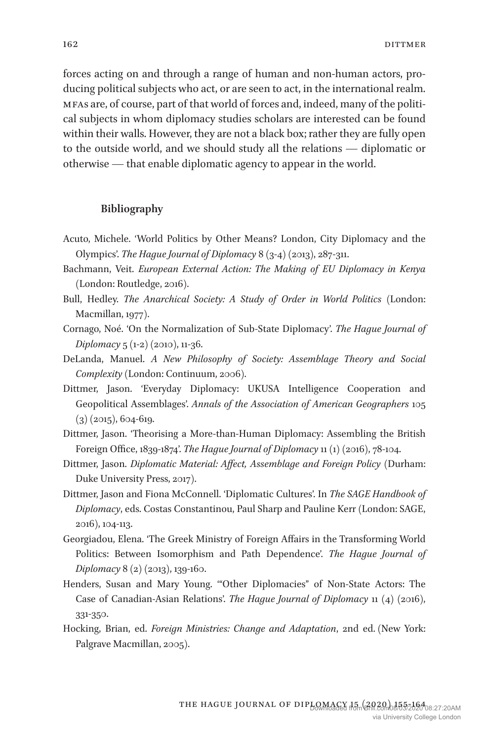forces acting on and through a range of human and non-human actors, producing political subjects who act, or are seen to act, in the international realm. MFAs are, of course, part of that world of forces and, indeed, many of the political subjects in whom diplomacy studies scholars are interested can be found within their walls. However, they are not a black box; rather they are fully open to the outside world, and we should study all the relations — diplomatic or otherwise — that enable diplomatic agency to appear in the world.

## Bibliography

Acuto, Michele. 'World Politics by Other Means? London, City Diplomacy and the Olympics'. *The Hague Journal of Diplomacy* 8 (3-4) (2013), 287-311.

Bachmann, Veit. *European External Action: The Making of EU Diplomacy in Kenya* (London: Routledge, 2016).

Bull, Hedley. *The Anarchical Society: A Study of Order in World Politics* (London: Macmillan, 1977).

Cornago, Noé. 'On the Normalization of Sub-State Diplomacy'. *The Hague Journal of Diplomacy* 5 (1-2) (2010), 11-36.

DeLanda, Manuel. *A New Philosophy of Society: Assemblage Theory and Social Complexity* (London: Continuum, 2006).

Dittmer, Jason. 'Everyday Diplomacy: UKUSA Intelligence Cooperation and Geopolitical Assemblages'. *Annals of the Association of American Geographers* 105 (3) (2015), 604-619.

Dittmer, Jason. 'Theorising a More-than-Human Diplomacy: Assembling the British Foreign Office, 1839-1874'. *The Hague Journal of Diplomacy* 11 (1) (2016), 78-104.

Dittmer, Jason. *Diplomatic Material: Affect, Assemblage and Foreign Policy* (Durham: Duke University Press, 2017).

Dittmer, Jason and Fiona McConnell. 'Diplomatic Cultures'. In *The SAGE Handbook of Diplomacy*, eds. Costas Constantinou, Paul Sharp and Pauline Kerr (London: SAGE, 2016), 104-113.

Georgiadou, Elena. 'The Greek Ministry of Foreign Affairs in the Transforming World Politics: Between Isomorphism and Path Dependence'. *The Hague Journal of Diplomacy* 8 (2) (2013), 139-160.

Henders, Susan and Mary Young. '"Other Diplomacies" of Non-State Actors: The Case of Canadian-Asian Relations'. *The Hague Journal of Diplomacy* 11 (4) (2016), 331-350.

Hocking, Brian, ed. *Foreign Ministries: Change and Adaptation*, 2nd ed. (New York: Palgrave Macmillan, 2005).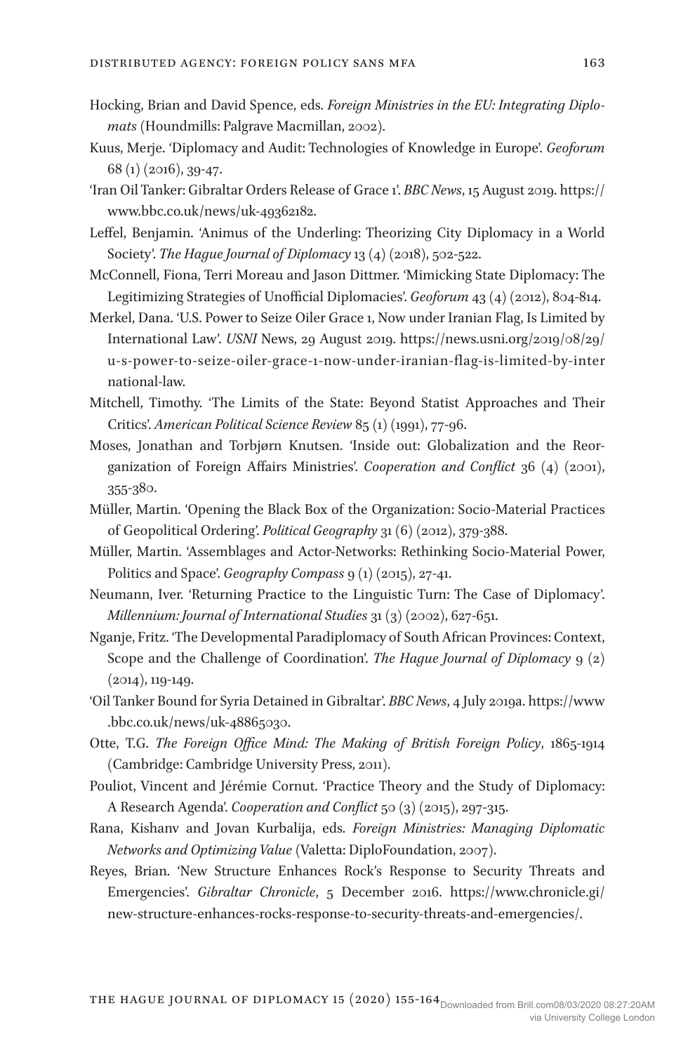Hocking, Brian and David Spence, eds. *Foreign Ministries in the EU: Integrating Diplomats* (Houndmills: Palgrave Macmillan, 2002).

Kuus, Merje. 'Diplomacy and Audit: Technologies of Knowledge in Europe'. *Geoforum* 68 (1) (2016), 39-47.

'Iran Oil Tanker: Gibraltar Orders Release of Grace 1'. *BBC News*, 15 August 2019. https://www.bbc.co.uk/news/uk-49362182.

Leffel, Benjamin. 'Animus of the Underling: Theorizing City Diplomacy in a World Society'. *The Hague Journal of Diplomacy* 13 (4) (2018), 502-522.

McConnell, Fiona, Terri Moreau and Jason Dittmer. 'Mimicking State Diplomacy: The Legitimizing Strategies of Unofficial Diplomacies'. *Geoforum* 43 (4) (2012), 804-814.

Merkel, Dana. 'U.S. Power to Seize Oiler Grace 1, Now under Iranian Flag, Is Limited by International Law'. *USNI* News, 29 August 2019. https://news.usni.org/2019/08/29/u-s-power-to-seize-oiler-grace-1-now-under-iranian-flag-is-limited-by-international-law.

Mitchell, Timothy. 'The Limits of the State: Beyond Statist Approaches and Their Critics'. *American Political Science Review* 85 (1) (1991), 77-96.

Moses, Jonathan and Torbjørn Knutsen. 'Inside out: Globalization and the Reorganization of Foreign Affairs Ministries'. *Cooperation and Conflict* 36 (4) (2001), 355-380.

Müller, Martin. 'Opening the Black Box of the Organization: Socio-Material Practices of Geopolitical Ordering'. *Political Geography* 31 (6) (2012), 379-388.

Müller, Martin. 'Assemblages and Actor-Networks: Rethinking Socio-Material Power, Politics and Space'. *Geography Compass* 9 (1) (2015), 27-41.

Neumann, Iver. 'Returning Practice to the Linguistic Turn: The Case of Diplomacy'. *Millennium: Journal of International Studies* 31 (3) (2002), 627-651.

Nganje, Fritz. 'The Developmental Paradiplomacy of South African Provinces: Context, Scope and the Challenge of Coordination'. *The Hague Journal of Diplomacy* 9 (2) (2014), 119-149.

'Oil Tanker Bound for Syria Detained in Gibraltar'. *BBC News*, 4 July 2019a. https://www.bbc.co.uk/news/uk-48865030.

Otte, T.G. *The Foreign Office Mind: The Making of British Foreign Policy*, 1865-1914 (Cambridge: Cambridge University Press, 2011).

Pouliot, Vincent and Jérémie Cornut. 'Practice Theory and the Study of Diplomacy: A Research Agenda'. *Cooperation and Conflict* 50 (3) (2015), 297-315.

Rana, Kishanv and Jovan Kurbalija, eds. *Foreign Ministries: Managing Diplomatic Networks and Optimizing Value* (Valetta: DiploFoundation, 2007).

Reyes, Brian. 'New Structure Enhances Rock's Response to Security Threats and Emergencies'. *Gibraltar Chronicle*, 5 December 2016. https://www.chronicle.gi/new-structure-enhances-rocks-response-to-security-threats-and-emergencies/.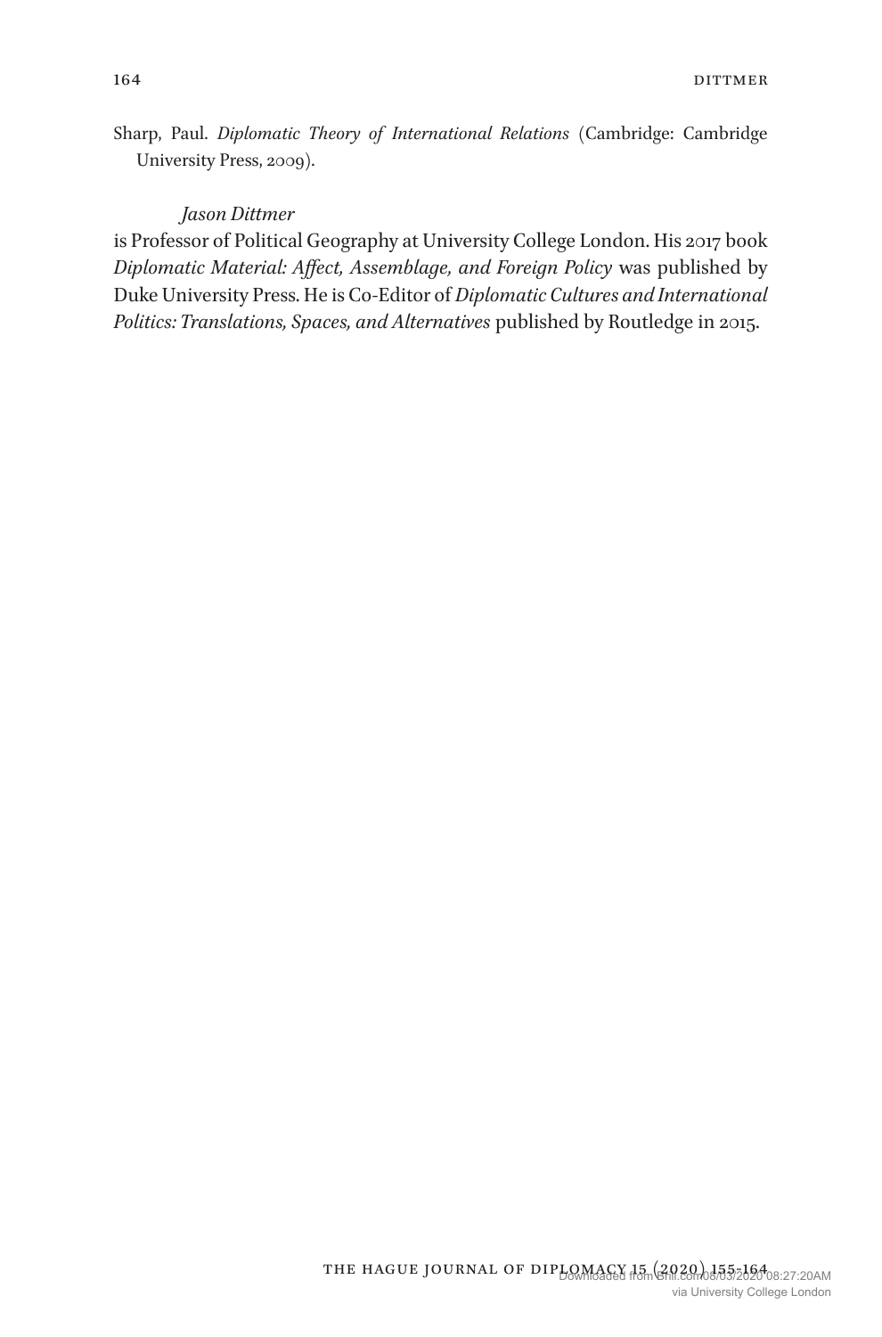Sharp, Paul. *Diplomatic Theory of International Relations* (Cambridge: Cambridge University Press, 2009).

*Jason Dittmer*

is Professor of Political Geography at University College London. His 2017 book *Diplomatic Material: Affect, Assemblage, and Foreign Policy* was published by Duke University Press. He is Co-Editor of *Diplomatic Cultures and International Politics: Translations, Spaces, and Alternatives* published by Routledge in 2015.